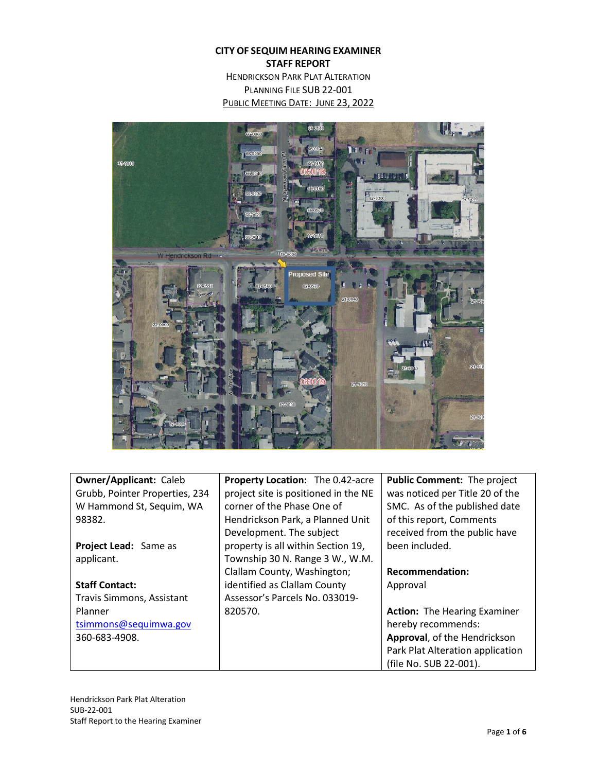**CITY OF SEQUIM HEARING EXAMINER**

**STAFF REPORT**

HENDRICKSON PARK PLAT ALTERATION

PLANNING FILE SUB 22-001

PUBLIC MEETING DATE: JUNE 23, 2022

| **Owner/Applicant:** Caleb Grubb, Pointer Properties, 234 W Hammond St, Sequim, WA 98382.<br><br>**Project Lead:** Same as applicant.<br><br>**Staff Contact:** Travis Simmons, Assistant Planner tsimmons@sequimwa.gov 360-683-4908. | **Property Location:** The 0.42-acre project site is positioned in the NE corner of the Phase One of Hendrickson Park, a Planned Unit Development. The subject property is all within Section 19, Township 30 N. Range 3 W., W.M. Clallam County, Washington; identified as Clallam County Assessor's Parcels No. 033019-820570. | **Public Comment:** The project was noticed per Title 20 of the SMC. As of the published date of this report, Comments received from the public have been included.<br><br>**Recommendation:** Approval<br><br>**Action:** The Hearing Examiner hereby recommends: **Approval**, of the Hendrickson Park Plat Alteration application (file No. SUB 22-001). |
|---|---|---|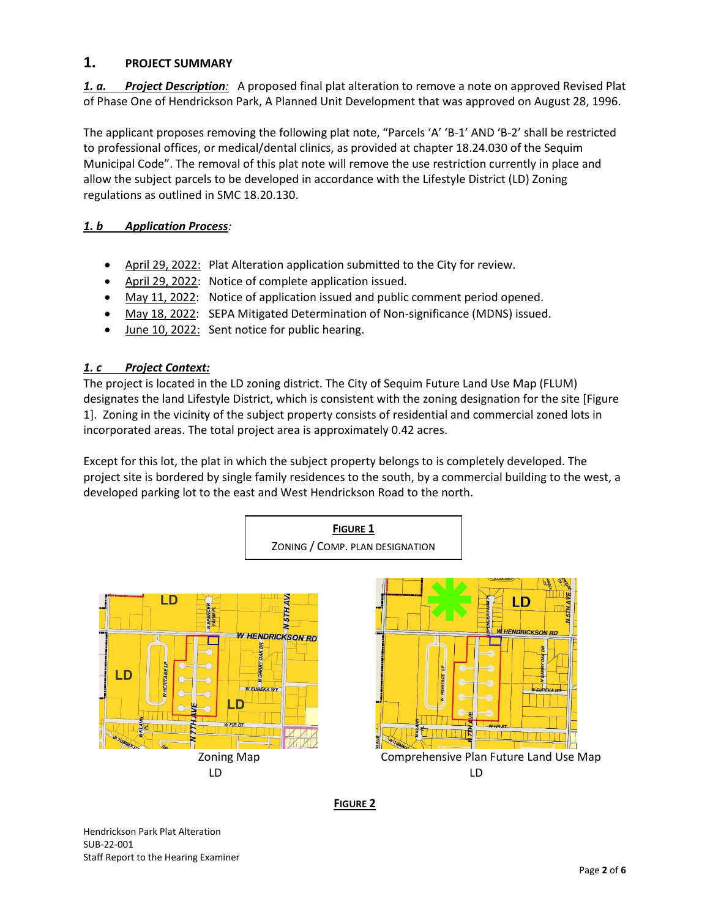## 1. PROJECT SUMMARY

***1. a. Project Description:*** A proposed final plat alteration to remove a note on approved Revised Plat of Phase One of Hendrickson Park, A Planned Unit Development that was approved on August 28, 1996.

The applicant proposes removing the following plat note, "Parcels 'A' 'B-1' AND 'B-2' shall be restricted to professional offices, or medical/dental clinics, as provided at chapter 18.24.030 of the Sequim Municipal Code". The removal of this plat note will remove the use restriction currently in place and allow the subject parcels to be developed in accordance with the Lifestyle District (LD) Zoning regulations as outlined in SMC 18.20.130.

***1. b Application Process:***

- April 29, 2022: Plat Alteration application submitted to the City for review.
- April 29, 2022: Notice of complete application issued.
- May 11, 2022: Notice of application issued and public comment period opened.
- May 18, 2022: SEPA Mitigated Determination of Non-significance (MDNS) issued.
- June 10, 2022: Sent notice for public hearing.

***1. c Project Context:***

The project is located in the LD zoning district. The City of Sequim Future Land Use Map (FLUM) designates the land Lifestyle District, which is consistent with the zoning designation for the site [Figure 1]. Zoning in the vicinity of the subject property consists of residential and commercial zoned lots in incorporated areas. The total project area is approximately 0.42 acres.

Except for this lot, the plat in which the subject property belongs to is completely developed. The project site is bordered by single family residences to the south, by a commercial building to the west, a developed parking lot to the east and West Hendrickson Road to the north.

**FIGURE 1**
ZONING / COMP. PLAN DESIGNATION

Zoning Map
LD

Comprehensive Plan Future Land Use Map
LD

**FIGURE 2**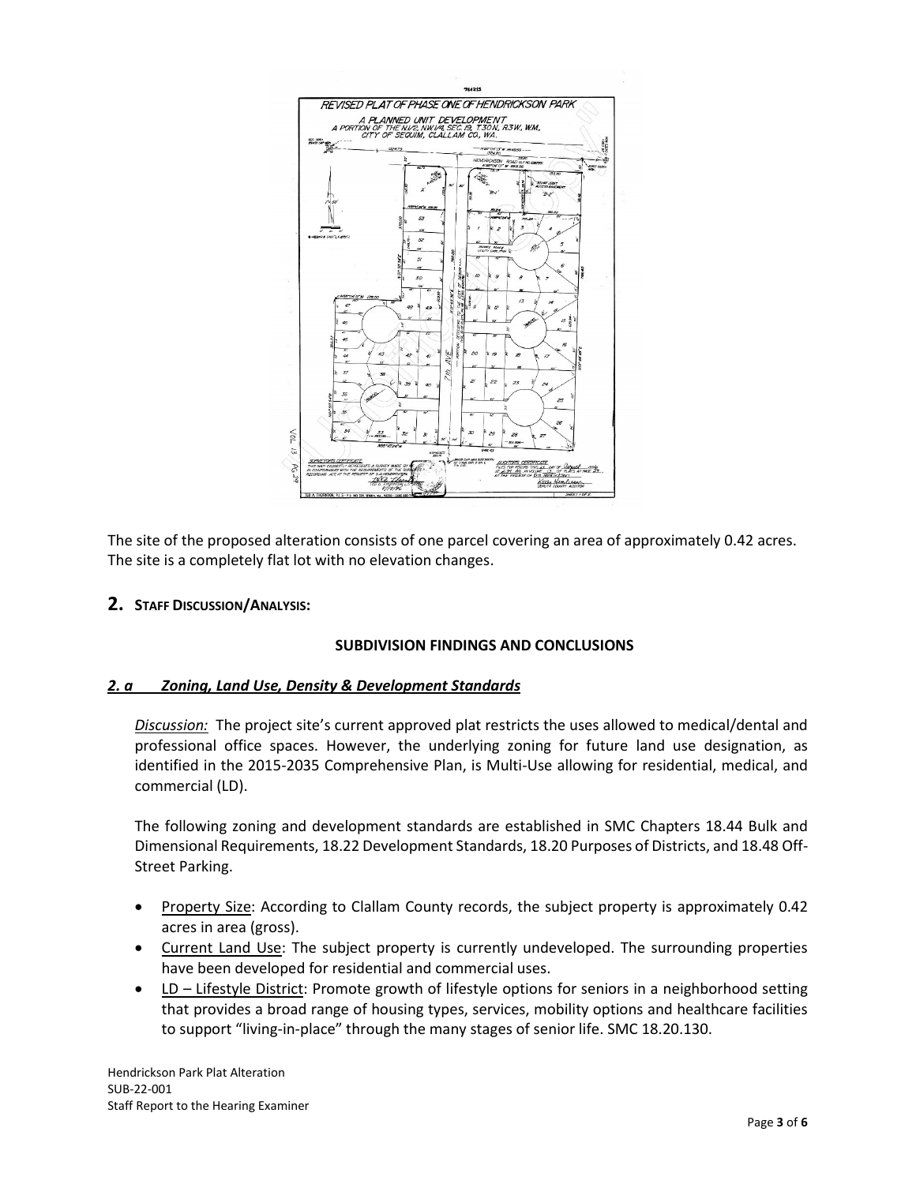The site of the proposed alteration consists of one parcel covering an area of approximately 0.42 acres. The site is a completely flat lot with no elevation changes.

## 2. STAFF DISCUSSION/ANALYSIS:

### SUBDIVISION FINDINGS AND CONCLUSIONS

### *2. a Zoning, Land Use, Density & Development Standards*

*Discussion:* The project site's current approved plat restricts the uses allowed to medical/dental and professional office spaces. However, the underlying zoning for future land use designation, as identified in the 2015-2035 Comprehensive Plan, is Multi-Use allowing for residential, medical, and commercial (LD).

The following zoning and development standards are established in SMC Chapters 18.44 Bulk and Dimensional Requirements, 18.22 Development Standards, 18.20 Purposes of Districts, and 18.48 Off-Street Parking.

- Property Size: According to Clallam County records, the subject property is approximately 0.42 acres in area (gross).
- Current Land Use: The subject property is currently undeveloped. The surrounding properties have been developed for residential and commercial uses.
- LD – Lifestyle District: Promote growth of lifestyle options for seniors in a neighborhood setting that provides a broad range of housing types, services, mobility options and healthcare facilities to support "living-in-place" through the many stages of senior life. SMC 18.20.130.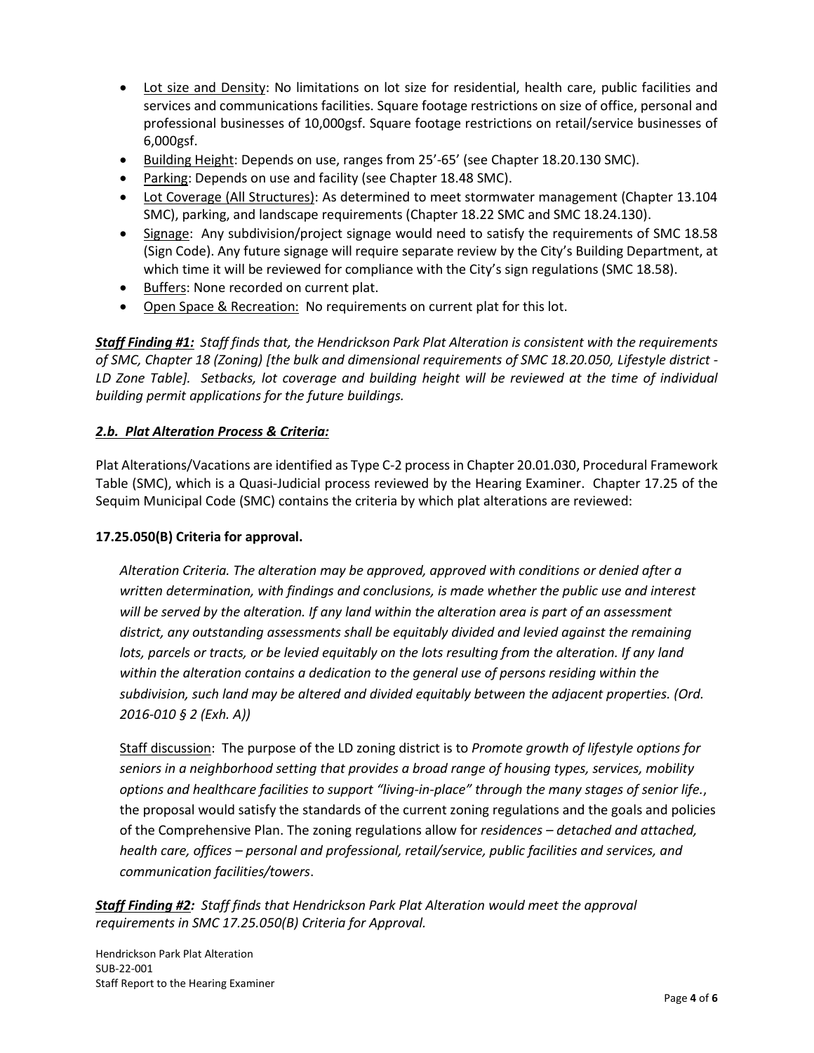- Lot size and Density: No limitations on lot size for residential, health care, public facilities and services and communications facilities. Square footage restrictions on size of office, personal and professional businesses of 10,000gsf. Square footage restrictions on retail/service businesses of 6,000gsf.
- Building Height: Depends on use, ranges from 25'-65' (see Chapter 18.20.130 SMC).
- Parking: Depends on use and facility (see Chapter 18.48 SMC).
- Lot Coverage (All Structures): As determined to meet stormwater management (Chapter 13.104 SMC), parking, and landscape requirements (Chapter 18.22 SMC and SMC 18.24.130).
- Signage: Any subdivision/project signage would need to satisfy the requirements of SMC 18.58 (Sign Code). Any future signage will require separate review by the City's Building Department, at which time it will be reviewed for compliance with the City's sign regulations (SMC 18.58).
- Buffers: None recorded on current plat.
- Open Space & Recreation: No requirements on current plat for this lot.

***Staff Finding #1:*** *Staff finds that, the Hendrickson Park Plat Alteration is consistent with the requirements of SMC, Chapter 18 (Zoning) [the bulk and dimensional requirements of SMC 18.20.050, Lifestyle district - LD Zone Table]. Setbacks, lot coverage and building height will be reviewed at the time of individual building permit applications for the future buildings.*

### *2.b. Plat Alteration Process & Criteria:*

Plat Alterations/Vacations are identified as Type C-2 process in Chapter 20.01.030, Procedural Framework Table (SMC), which is a Quasi-Judicial process reviewed by the Hearing Examiner. Chapter 17.25 of the Sequim Municipal Code (SMC) contains the criteria by which plat alterations are reviewed:

**17.25.050(B) Criteria for approval.**

> *Alteration Criteria. The alteration may be approved, approved with conditions or denied after a written determination, with findings and conclusions, is made whether the public use and interest will be served by the alteration. If any land within the alteration area is part of an assessment district, any outstanding assessments shall be equitably divided and levied against the remaining lots, parcels or tracts, or be levied equitably on the lots resulting from the alteration. If any land within the alteration contains a dedication to the general use of persons residing within the subdivision, such land may be altered and divided equitably between the adjacent properties. (Ord. 2016-010 § 2 (Exh. A))*
>
> Staff discussion: The purpose of the LD zoning district is to *Promote growth of lifestyle options for seniors in a neighborhood setting that provides a broad range of housing types, services, mobility options and healthcare facilities to support "living-in-place" through the many stages of senior life.*, the proposal would satisfy the standards of the current zoning regulations and the goals and policies of the Comprehensive Plan. The zoning regulations allow for *residences – detached and attached, health care, offices – personal and professional, retail/service, public facilities and services, and communication facilities/towers*.

***Staff Finding #2:*** *Staff finds that Hendrickson Park Plat Alteration would meet the approval requirements in SMC 17.25.050(B) Criteria for Approval.*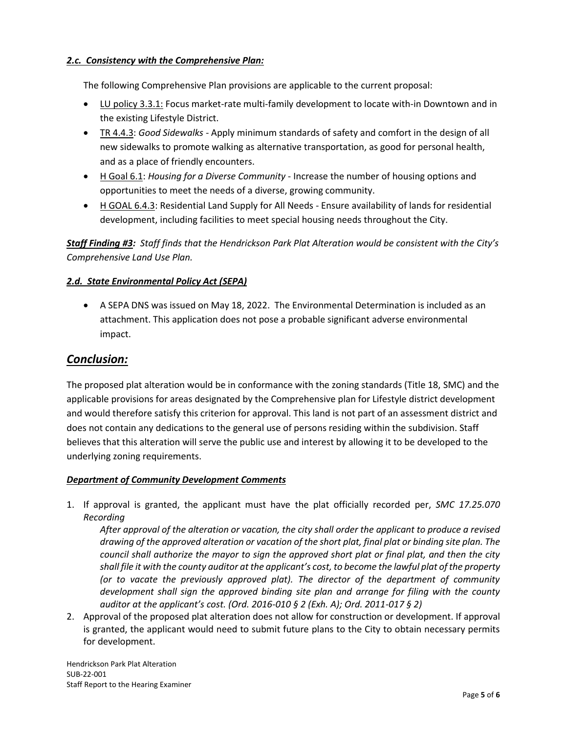***2.c. Consistency with the Comprehensive Plan:***

The following Comprehensive Plan provisions are applicable to the current proposal:

- LU policy 3.3.1: Focus market-rate multi-family development to locate with-in Downtown and in the existing Lifestyle District.
- TR 4.4.3: *Good Sidewalks* - Apply minimum standards of safety and comfort in the design of all new sidewalks to promote walking as alternative transportation, as good for personal health, and as a place of friendly encounters.
- H Goal 6.1: *Housing for a Diverse Community* - Increase the number of housing options and opportunities to meet the needs of a diverse, growing community.
- H GOAL 6.4.3: Residential Land Supply for All Needs - Ensure availability of lands for residential development, including facilities to meet special housing needs throughout the City.

***Staff Finding #3:*** *Staff finds that the Hendrickson Park Plat Alteration would be consistent with the City's Comprehensive Land Use Plan.*

***2.d. State Environmental Policy Act (SEPA)***

- A SEPA DNS was issued on May 18, 2022. The Environmental Determination is included as an attachment. This application does not pose a probable significant adverse environmental impact.

## *Conclusion:*

The proposed plat alteration would be in conformance with the zoning standards (Title 18, SMC) and the applicable provisions for areas designated by the Comprehensive plan for Lifestyle district development and would therefore satisfy this criterion for approval. This land is not part of an assessment district and does not contain any dedications to the general use of persons residing within the subdivision. Staff believes that this alteration will serve the public use and interest by allowing it to be developed to the underlying zoning requirements.

***Department of Community Development Comments***

1. If approval is granted, the applicant must have the plat officially recorded per, *SMC 17.25.070 Recording*

   *After approval of the alteration or vacation, the city shall order the applicant to produce a revised drawing of the approved alteration or vacation of the short plat, final plat or binding site plan. The council shall authorize the mayor to sign the approved short plat or final plat, and then the city shall file it with the county auditor at the applicant's cost, to become the lawful plat of the property (or to vacate the previously approved plat). The director of the department of community development shall sign the approved binding site plan and arrange for filing with the county auditor at the applicant's cost. (Ord. 2016-010 § 2 (Exh. A); Ord. 2011-017 § 2)*
2. Approval of the proposed plat alteration does not allow for construction or development. If approval is granted, the applicant would need to submit future plans to the City to obtain necessary permits for development.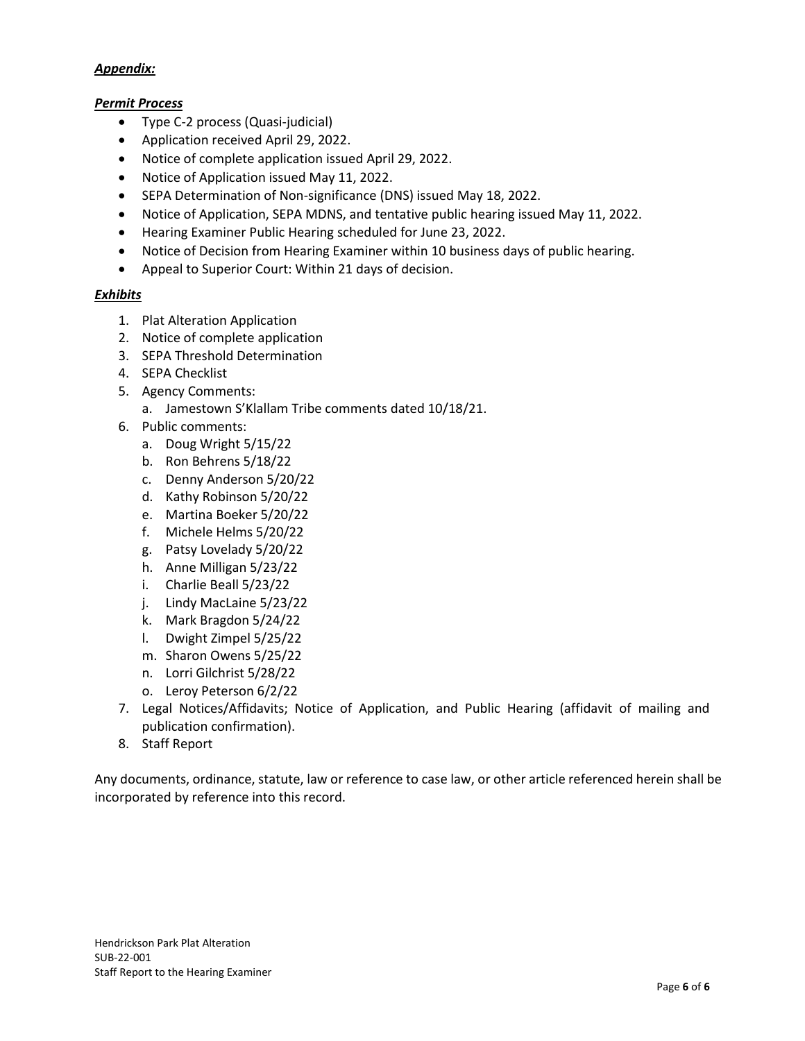***Appendix:***

***Permit Process***

- Type C-2 process (Quasi-judicial)
- Application received April 29, 2022.
- Notice of complete application issued April 29, 2022.
- Notice of Application issued May 11, 2022.
- SEPA Determination of Non-significance (DNS) issued May 18, 2022.
- Notice of Application, SEPA MDNS, and tentative public hearing issued May 11, 2022.
- Hearing Examiner Public Hearing scheduled for June 23, 2022.
- Notice of Decision from Hearing Examiner within 10 business days of public hearing.
- Appeal to Superior Court: Within 21 days of decision.

***Exhibits***

1. Plat Alteration Application
2. Notice of complete application
3. SEPA Threshold Determination
4. SEPA Checklist
5. Agency Comments:
   a. Jamestown S'Klallam Tribe comments dated 10/18/21.
6. Public comments:
   a. Doug Wright 5/15/22
   b. Ron Behrens 5/18/22
   c. Denny Anderson 5/20/22
   d. Kathy Robinson 5/20/22
   e. Martina Boeker 5/20/22
   f. Michele Helms 5/20/22
   g. Patsy Lovelady 5/20/22
   h. Anne Milligan 5/23/22
   i. Charlie Beall 5/23/22
   j. Lindy MacLaine 5/23/22
   k. Mark Bragdon 5/24/22
   l. Dwight Zimpel 5/25/22
   m. Sharon Owens 5/25/22
   n. Lorri Gilchrist 5/28/22
   o. Leroy Peterson 6/2/22
7. Legal Notices/Affidavits; Notice of Application, and Public Hearing (affidavit of mailing and publication confirmation).
8. Staff Report

Any documents, ordinance, statute, law or reference to case law, or other article referenced herein shall be incorporated by reference into this record.

Hendrickson Park Plat Alteration
SUB-22-001
Staff Report to the Hearing Examiner